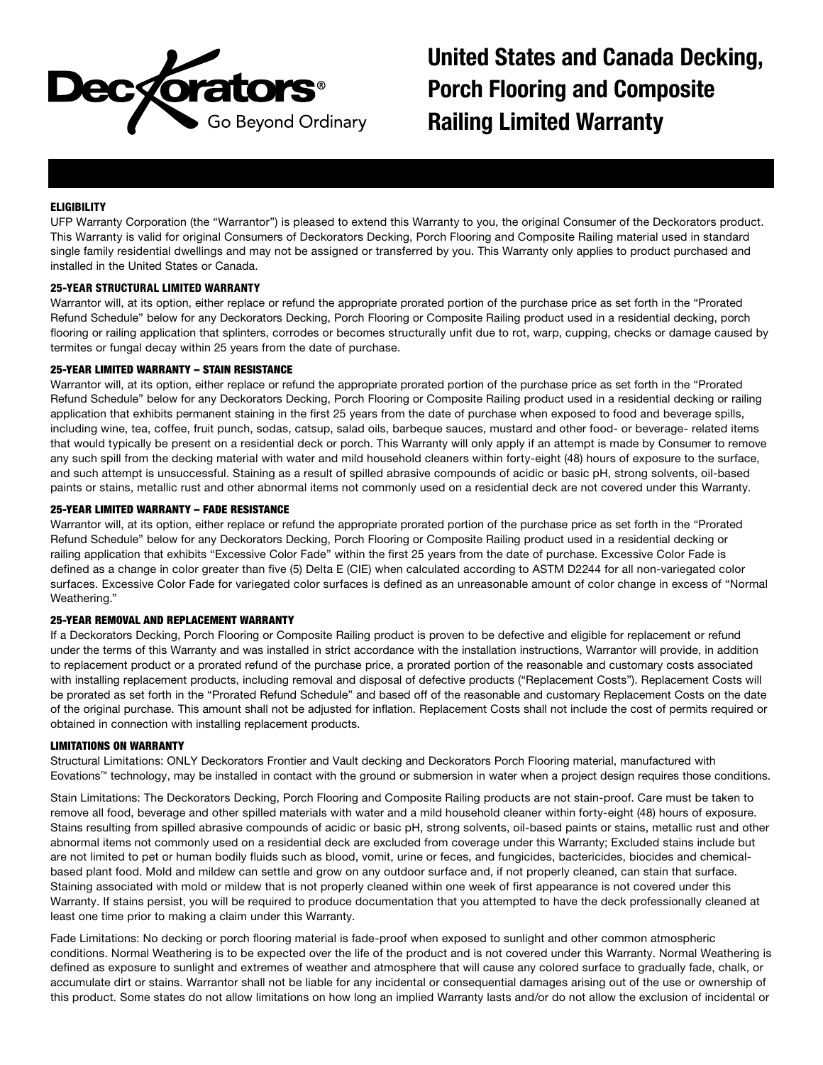Deckorators® Go Beyond Ordinary

# United States and Canada Decking, Porch Flooring and Composite Railing Limited Warranty

### ELIGIBILITY

UFP Warranty Corporation (the "Warrantor") is pleased to extend this Warranty to you, the original Consumer of the Deckorators product. This Warranty is valid for original Consumers of Deckorators Decking, Porch Flooring and Composite Railing material used in standard single family residential dwellings and may not be assigned or transferred by you. This Warranty only applies to product purchased and installed in the United States or Canada.

### 25-YEAR STRUCTURAL LIMITED WARRANTY

Warrantor will, at its option, either replace or refund the appropriate prorated portion of the purchase price as set forth in the "Prorated Refund Schedule" below for any Deckorators Decking, Porch Flooring or Composite Railing product used in a residential decking, porch flooring or railing application that splinters, corrodes or becomes structurally unfit due to rot, warp, cupping, checks or damage caused by termites or fungal decay within 25 years from the date of purchase.

### 25-YEAR LIMITED WARRANTY – STAIN RESISTANCE

Warrantor will, at its option, either replace or refund the appropriate prorated portion of the purchase price as set forth in the "Prorated Refund Schedule" below for any Deckorators Decking, Porch Flooring or Composite Railing product used in a residential decking or railing application that exhibits permanent staining in the first 25 years from the date of purchase when exposed to food and beverage spills, including wine, tea, coffee, fruit punch, sodas, catsup, salad oils, barbeque sauces, mustard and other food- or beverage- related items that would typically be present on a residential deck or porch. This Warranty will only apply if an attempt is made by Consumer to remove any such spill from the decking material with water and mild household cleaners within forty-eight (48) hours of exposure to the surface, and such attempt is unsuccessful. Staining as a result of spilled abrasive compounds of acidic or basic pH, strong solvents, oil-based paints or stains, metallic rust and other abnormal items not commonly used on a residential deck are not covered under this Warranty.

### 25-YEAR LIMITED WARRANTY – FADE RESISTANCE

Warrantor will, at its option, either replace or refund the appropriate prorated portion of the purchase price as set forth in the "Prorated Refund Schedule" below for any Deckorators Decking, Porch Flooring or Composite Railing product used in a residential decking or railing application that exhibits "Excessive Color Fade" within the first 25 years from the date of purchase. Excessive Color Fade is defined as a change in color greater than five (5) Delta E (CIE) when calculated according to ASTM D2244 for all non-variegated color surfaces. Excessive Color Fade for variegated color surfaces is defined as an unreasonable amount of color change in excess of "Normal Weathering."

### 25-YEAR REMOVAL AND REPLACEMENT WARRANTY

If a Deckorators Decking, Porch Flooring or Composite Railing product is proven to be defective and eligible for replacement or refund under the terms of this Warranty and was installed in strict accordance with the installation instructions, Warrantor will provide, in addition to replacement product or a prorated refund of the purchase price, a prorated portion of the reasonable and customary costs associated with installing replacement products, including removal and disposal of defective products ("Replacement Costs"). Replacement Costs will be prorated as set forth in the "Prorated Refund Schedule" and based off of the reasonable and customary Replacement Costs on the date of the original purchase. This amount shall not be adjusted for inflation. Replacement Costs shall not include the cost of permits required or obtained in connection with installing replacement products.

### LIMITATIONS ON WARRANTY

Structural Limitations: ONLY Deckorators Frontier and Vault decking and Deckorators Porch Flooring material, manufactured with Eovations™ technology, may be installed in contact with the ground or submersion in water when a project design requires those conditions.

Stain Limitations: The Deckorators Decking, Porch Flooring and Composite Railing products are not stain-proof. Care must be taken to remove all food, beverage and other spilled materials with water and a mild household cleaner within forty-eight (48) hours of exposure. Stains resulting from spilled abrasive compounds of acidic or basic pH, strong solvents, oil-based paints or stains, metallic rust and other abnormal items not commonly used on a residential deck are excluded from coverage under this Warranty; Excluded stains include but are not limited to pet or human bodily fluids such as blood, vomit, urine or feces, and fungicides, bactericides, biocides and chemical-based plant food. Mold and mildew can settle and grow on any outdoor surface and, if not properly cleaned, can stain that surface. Staining associated with mold or mildew that is not properly cleaned within one week of first appearance is not covered under this Warranty. If stains persist, you will be required to produce documentation that you attempted to have the deck professionally cleaned at least one time prior to making a claim under this Warranty.

Fade Limitations: No decking or porch flooring material is fade-proof when exposed to sunlight and other common atmospheric conditions. Normal Weathering is to be expected over the life of the product and is not covered under this Warranty. Normal Weathering is defined as exposure to sunlight and extremes of weather and atmosphere that will cause any colored surface to gradually fade, chalk, or accumulate dirt or stains. Warrantor shall not be liable for any incidental or consequential damages arising out of the use or ownership of this product. Some states do not allow limitations on how long an implied Warranty lasts and/or do not allow the exclusion of incidental or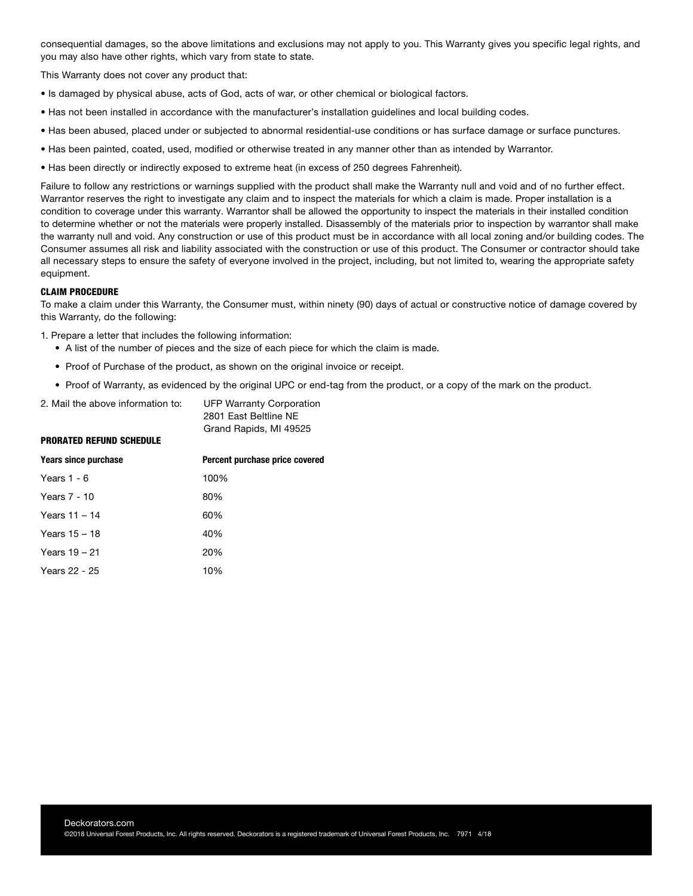consequential damages, so the above limitations and exclusions may not apply to you. This Warranty gives you specific legal rights, and you may also have other rights, which vary from state to state.

This Warranty does not cover any product that:

- Is damaged by physical abuse, acts of God, acts of war, or other chemical or biological factors.
- Has not been installed in accordance with the manufacturer's installation guidelines and local building codes.
- Has been abused, placed under or subjected to abnormal residential-use conditions or has surface damage or surface punctures.
- Has been painted, coated, used, modified or otherwise treated in any manner other than as intended by Warrantor.
- Has been directly or indirectly exposed to extreme heat (in excess of 250 degrees Fahrenheit).

Failure to follow any restrictions or warnings supplied with the product shall make the Warranty null and void and of no further effect. Warrantor reserves the right to investigate any claim and to inspect the materials for which a claim is made. Proper installation is a condition to coverage under this warranty. Warrantor shall be allowed the opportunity to inspect the materials in their installed condition to determine whether or not the materials were properly installed. Disassembly of the materials prior to inspection by warrantor shall make the warranty null and void. Any construction or use of this product must be in accordance with all local zoning and/or building codes. The Consumer assumes all risk and liability associated with the construction or use of this product. The Consumer or contractor should take all necessary steps to ensure the safety of everyone involved in the project, including, but not limited to, wearing the appropriate safety equipment.

**CLAIM PROCEDURE**

To make a claim under this Warranty, the Consumer must, within ninety (90) days of actual or constructive notice of damage covered by this Warranty, do the following:

1. Prepare a letter that includes the following information:
   - A list of the number of pieces and the size of each piece for which the claim is made.
   - Proof of Purchase of the product, as shown on the original invoice or receipt.
   - Proof of Warranty, as evidenced by the original UPC or end-tag from the product, or a copy of the mark on the product.

2. Mail the above information to: UFP Warranty Corporation
   2801 East Beltline NE
   Grand Rapids, MI 49525

**PRORATED REFUND SCHEDULE**

| Years since purchase | Percent purchase price covered |
|---|---|
| Years 1 - 6 | 100% |
| Years 7 - 10 | 80% |
| Years 11 – 14 | 60% |
| Years 15 – 18 | 40% |
| Years 19 – 21 | 20% |
| Years 22 - 25 | 10% |

Deckorators.com

©2018 Universal Forest Products, Inc. All rights reserved. Deckorators is a registered trademark of Universal Forest Products, Inc. 7971 4/18